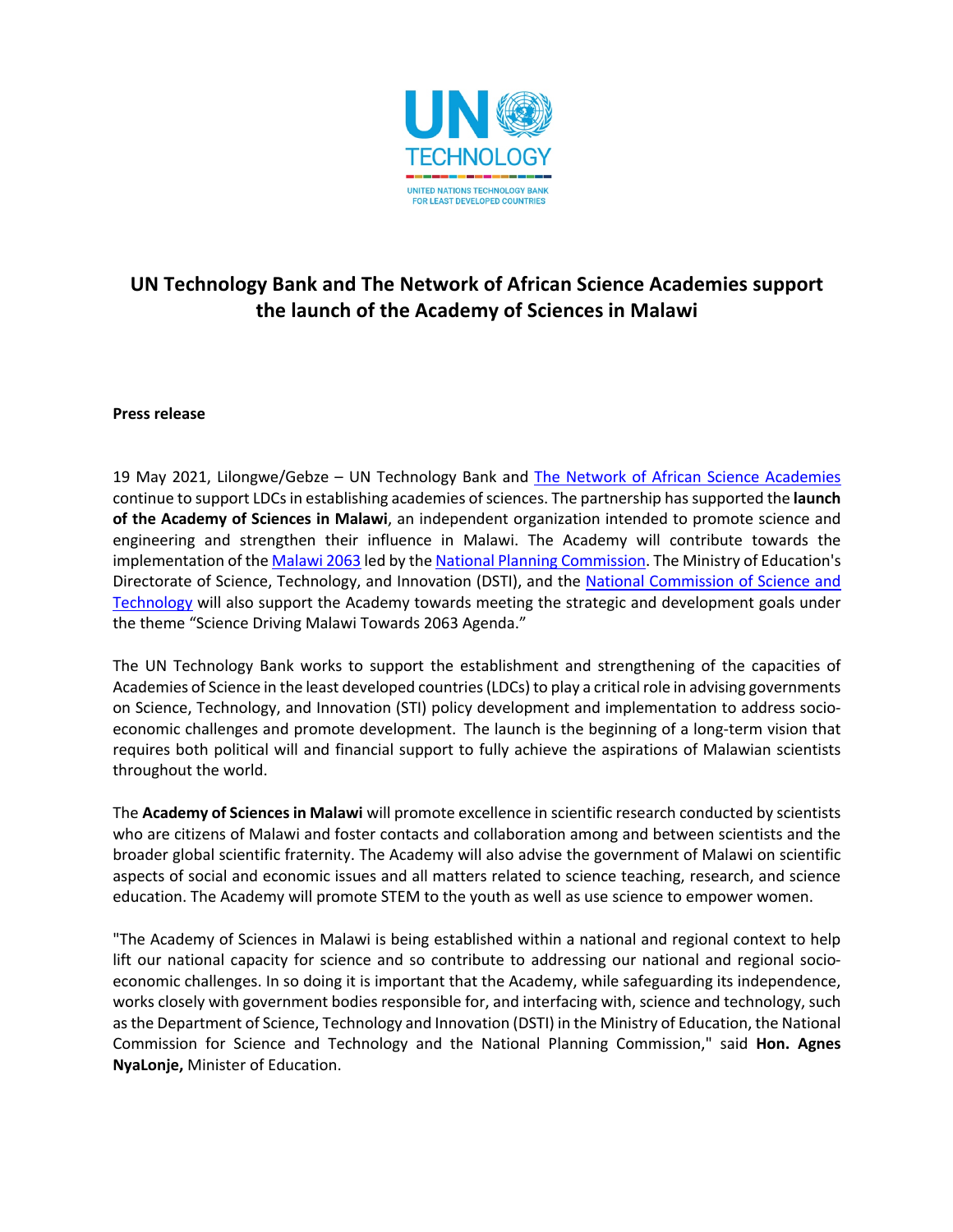# UN Technology Bank and The Network of African Science Academies support the launch of the Academy of Sciences in Malawi

**Press release**

19 May 2021, Lilongwe/Gebze – UN Technology Bank and The Network of African Science Academies continue to support LDCs in establishing academies of sciences. The partnership has supported the **launch of the Academy of Sciences in Malawi**, an independent organization intended to promote science and engineering and strengthen their influence in Malawi. The Academy will contribute towards the implementation of the Malawi 2063 led by the National Planning Commission. The Ministry of Education's Directorate of Science, Technology, and Innovation (DSTI), and the National Commission of Science and Technology will also support the Academy towards meeting the strategic and development goals under the theme "Science Driving Malawi Towards 2063 Agenda."

The UN Technology Bank works to support the establishment and strengthening of the capacities of Academies of Science in the least developed countries (LDCs) to play a critical role in advising governments on Science, Technology, and Innovation (STI) policy development and implementation to address socio-economic challenges and promote development. The launch is the beginning of a long-term vision that requires both political will and financial support to fully achieve the aspirations of Malawian scientists throughout the world.

The **Academy of Sciences in Malawi** will promote excellence in scientific research conducted by scientists who are citizens of Malawi and foster contacts and collaboration among and between scientists and the broader global scientific fraternity. The Academy will also advise the government of Malawi on scientific aspects of social and economic issues and all matters related to science teaching, research, and science education. The Academy will promote STEM to the youth as well as use science to empower women.

"The Academy of Sciences in Malawi is being established within a national and regional context to help lift our national capacity for science and so contribute to addressing our national and regional socio-economic challenges. In so doing it is important that the Academy, while safeguarding its independence, works closely with government bodies responsible for, and interfacing with, science and technology, such as the Department of Science, Technology and Innovation (DSTI) in the Ministry of Education, the National Commission for Science and Technology and the National Planning Commission," said **Hon. Agnes NyaLonje,** Minister of Education.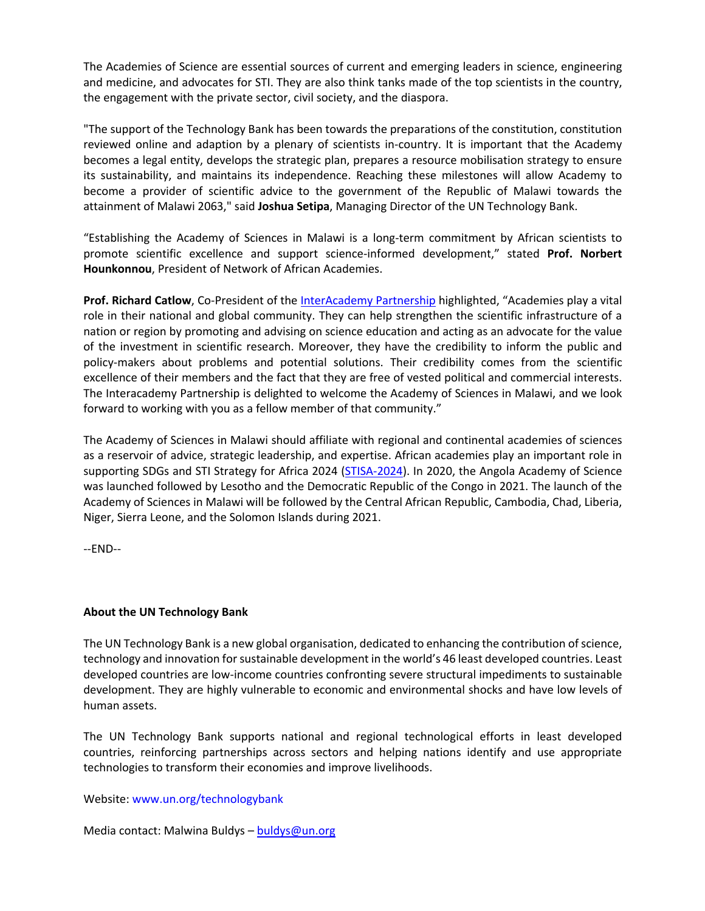The Academies of Science are essential sources of current and emerging leaders in science, engineering and medicine, and advocates for STI. They are also think tanks made of the top scientists in the country, the engagement with the private sector, civil society, and the diaspora.

"The support of the Technology Bank has been towards the preparations of the constitution, constitution reviewed online and adaption by a plenary of scientists in-country. It is important that the Academy becomes a legal entity, develops the strategic plan, prepares a resource mobilisation strategy to ensure its sustainability, and maintains its independence. Reaching these milestones will allow Academy to become a provider of scientific advice to the government of the Republic of Malawi towards the attainment of Malawi 2063," said **Joshua Setipa**, Managing Director of the UN Technology Bank.

"Establishing the Academy of Sciences in Malawi is a long-term commitment by African scientists to promote scientific excellence and support science-informed development," stated **Prof. Norbert Hounkonnou**, President of Network of African Academies.

**Prof. Richard Catlow**, Co-President of the [InterAcademy Partnership](#) highlighted, "Academies play a vital role in their national and global community. They can help strengthen the scientific infrastructure of a nation or region by promoting and advising on science education and acting as an advocate for the value of the investment in scientific research. Moreover, they have the credibility to inform the public and policy-makers about problems and potential solutions. Their credibility comes from the scientific excellence of their members and the fact that they are free of vested political and commercial interests. The Interacademy Partnership is delighted to welcome the Academy of Sciences in Malawi, and we look forward to working with you as a fellow member of that community."

The Academy of Sciences in Malawi should affiliate with regional and continental academies of sciences as a reservoir of advice, strategic leadership, and expertise. African academies play an important role in supporting SDGs and STI Strategy for Africa 2024 ([STISA-2024](#)). In 2020, the Angola Academy of Science was launched followed by Lesotho and the Democratic Republic of the Congo in 2021. The launch of the Academy of Sciences in Malawi will be followed by the Central African Republic, Cambodia, Chad, Liberia, Niger, Sierra Leone, and the Solomon Islands during 2021.

--END--

**About the UN Technology Bank**

The UN Technology Bank is a new global organisation, dedicated to enhancing the contribution of science, technology and innovation for sustainable development in the world's 46 least developed countries. Least developed countries are low-income countries confronting severe structural impediments to sustainable development. They are highly vulnerable to economic and environmental shocks and have low levels of human assets.

The UN Technology Bank supports national and regional technological efforts in least developed countries, reinforcing partnerships across sectors and helping nations identify and use appropriate technologies to transform their economies and improve livelihoods.

Website: www.un.org/technologybank

Media contact: Malwina Buldys – buldys@un.org